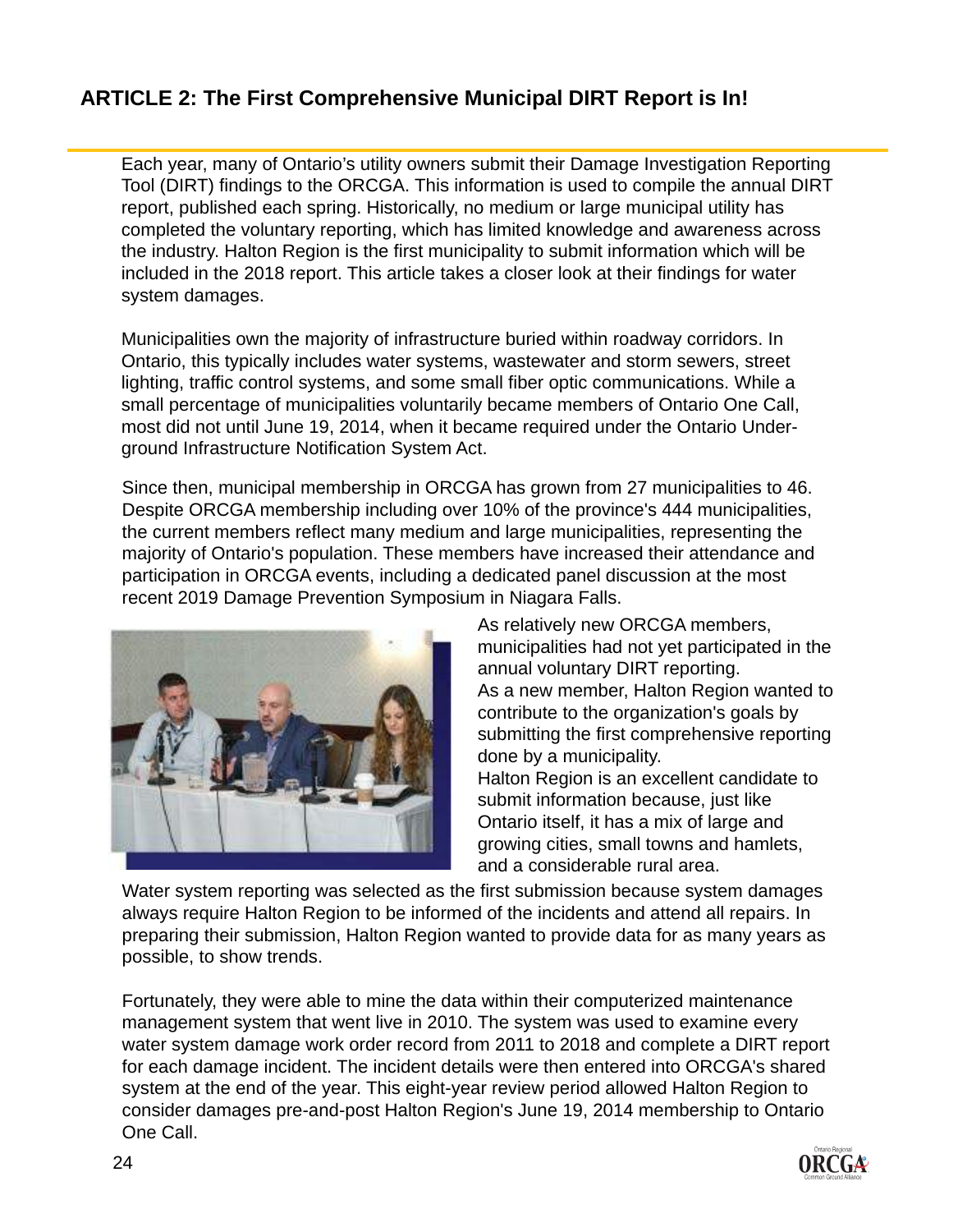## ARTICLE 2: The First Comprehensive Municipal DIRT Report is In!

Each year, many of Ontario's utility owners submit their Damage Investigation Reporting Tool (DIRT) findings to the ORCGA. This information is used to compile the annual DIRT report, published each spring. Historically, no medium or large municipal utility has completed the voluntary reporting, which has limited knowledge and awareness across the industry. Halton Region is the first municipality to submit information which will be included in the 2018 report. This article takes a closer look at their findings for water system damages.

Municipalities own the majority of infrastructure buried within roadway corridors. In Ontario, this typically includes water systems, wastewater and storm sewers, street lighting, traffic control systems, and some small fiber optic communications. While a small percentage of municipalities voluntarily became members of Ontario One Call, most did not until June 19, 2014, when it became required under the Ontario Underground Infrastructure Notification System Act.

Since then, municipal membership in ORCGA has grown from 27 municipalities to 46. Despite ORCGA membership including over 10% of the province's 444 municipalities, the current members reflect many medium and large municipalities, representing the majority of Ontario's population. These members have increased their attendance and participation in ORCGA events, including a dedicated panel discussion at the most recent 2019 Damage Prevention Symposium in Niagara Falls.

As relatively new ORCGA members, municipalities had not yet participated in the annual voluntary DIRT reporting.
As a new member, Halton Region wanted to contribute to the organization's goals by submitting the first comprehensive reporting done by a municipality.
Halton Region is an excellent candidate to submit information because, just like Ontario itself, it has a mix of large and growing cities, small towns and hamlets, and a considerable rural area.

Water system reporting was selected as the first submission because system damages always require Halton Region to be informed of the incidents and attend all repairs. In preparing their submission, Halton Region wanted to provide data for as many years as possible, to show trends.

Fortunately, they were able to mine the data within their computerized maintenance management system that went live in 2010. The system was used to examine every water system damage work order record from 2011 to 2018 and complete a DIRT report for each damage incident. The incident details were then entered into ORCGA's shared system at the end of the year. This eight-year review period allowed Halton Region to consider damages pre-and-post Halton Region's June 19, 2014 membership to Ontario One Call.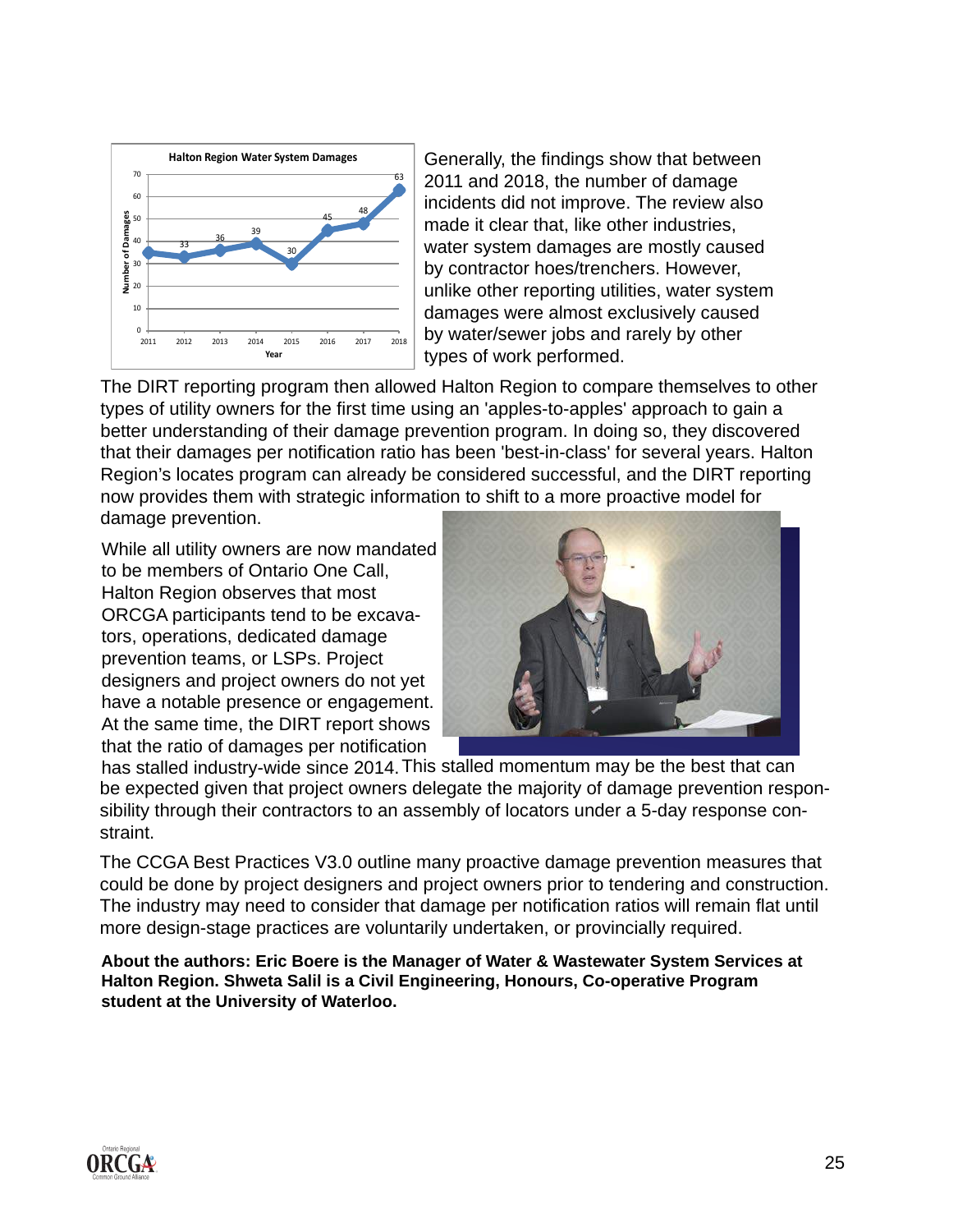Halton Region Water System Damages

Number of Damages

70
60
50
40
30
20
10
0

2011 2012 2013 2014 2015 2016 2017 2018

Year

33 36 39 30 45 48 63

Generally, the findings show that between 2011 and 2018, the number of damage incidents did not improve. The review also made it clear that, like other industries, water system damages are mostly caused by contractor hoes/trenchers. However, unlike other reporting utilities, water system damages were almost exclusively caused by water/sewer jobs and rarely by other types of work performed.

The DIRT reporting program then allowed Halton Region to compare themselves to other types of utility owners for the first time using an 'apples-to-apples' approach to gain a better understanding of their damage prevention program. In doing so, they discovered that their damages per notification ratio has been 'best-in-class' for several years. Halton Region's locates program can already be considered successful, and the DIRT reporting now provides them with strategic information to shift to a more proactive model for damage prevention.

While all utility owners are now mandated to be members of Ontario One Call, Halton Region observes that most ORCGA participants tend to be excavators, operations, dedicated damage prevention teams, or LSPs. Project designers and project owners do not yet have a notable presence or engagement. At the same time, the DIRT report shows that the ratio of damages per notification has stalled industry-wide since 2014. This stalled momentum may be the best that can be expected given that project owners delegate the majority of damage prevention responsibility through their contractors to an assembly of locators under a 5-day response constraint.

The CCGA Best Practices V3.0 outline many proactive damage prevention measures that could be done by project designers and project owners prior to tendering and construction. The industry may need to consider that damage per notification ratios will remain flat until more design-stage practices are voluntarily undertaken, or provincially required.

**About the authors: Eric Boere is the Manager of Water & Wastewater System Services at Halton Region. Shweta Salil is a Civil Engineering, Honours, Co-operative Program student at the University of Waterloo.**